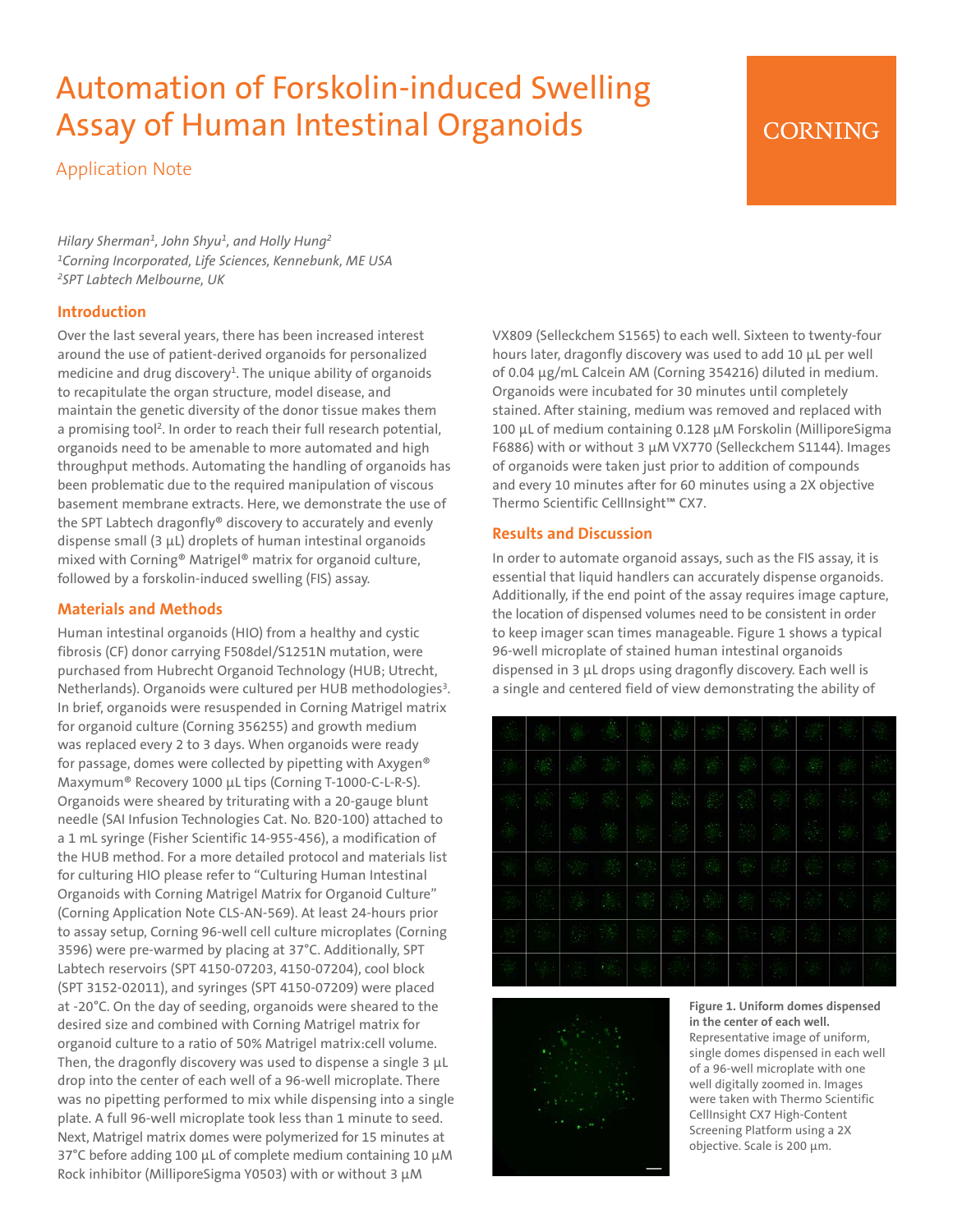# Automation of Forskolin-induced Swelling Assay of Human Intestinal Organoids

Application Note

CORNING

*Hilary Sherman[1], John Shyu[1], and Holly Hung[2]*
*[1]Corning Incorporated, Life Sciences, Kennebunk, ME USA*
*[2]SPT Labtech Melbourne, UK*

## Introduction

Over the last several years, there has been increased interest around the use of patient-derived organoids for personalized medicine and drug discovery[1]. The unique ability of organoids to recapitulate the organ structure, model disease, and maintain the genetic diversity of the donor tissue makes them a promising tool[2]. In order to reach their full research potential, organoids need to be amenable to more automated and high throughput methods. Automating the handling of organoids has been problematic due to the required manipulation of viscous basement membrane extracts. Here, we demonstrate the use of the SPT Labtech dragonfly® discovery to accurately and evenly dispense small (3 µL) droplets of human intestinal organoids mixed with Corning® Matrigel® matrix for organoid culture, followed by a forskolin-induced swelling (FIS) assay.

## Materials and Methods

Human intestinal organoids (HIO) from a healthy and cystic fibrosis (CF) donor carrying F508del/S1251N mutation, were purchased from Hubrecht Organoid Technology (HUB; Utrecht, Netherlands). Organoids were cultured per HUB methodologies[3]. In brief, organoids were resuspended in Corning Matrigel matrix for organoid culture (Corning 356255) and growth medium was replaced every 2 to 3 days. When organoids were ready for passage, domes were collected by pipetting with Axygen® Maxymum® Recovery 1000 µL tips (Corning T-1000-C-L-R-S). Organoids were sheared by triturating with a 20-gauge blunt needle (SAI Infusion Technologies Cat. No. B20-100) attached to a 1 mL syringe (Fisher Scientific 14-955-456), a modification of the HUB method. For a more detailed protocol and materials list for culturing HIO please refer to "Culturing Human Intestinal Organoids with Corning Matrigel Matrix for Organoid Culture" (Corning Application Note CLS-AN-569). At least 24-hours prior to assay setup, Corning 96-well cell culture microplates (Corning 3596) were pre-warmed by placing at 37°C. Additionally, SPT Labtech reservoirs (SPT 4150-07203, 4150-07204), cool block (SPT 3152-02011), and syringes (SPT 4150-07209) were placed at -20°C. On the day of seeding, organoids were sheared to the desired size and combined with Corning Matrigel matrix for organoid culture to a ratio of 50% Matrigel matrix:cell volume. Then, the dragonfly discovery was used to dispense a single 3 µL drop into the center of each well of a 96-well microplate. There was no pipetting performed to mix while dispensing into a single plate. A full 96-well microplate took less than 1 minute to seed. Next, Matrigel matrix domes were polymerized for 15 minutes at 37°C before adding 100 µL of complete medium containing 10 µM Rock inhibitor (MilliporeSigma Y0503) with or without 3 µM VX809 (Selleckchem S1565) to each well. Sixteen to twenty-four hours later, dragonfly discovery was used to add 10 µL per well of 0.04 µg/mL Calcein AM (Corning 354216) diluted in medium. Organoids were incubated for 30 minutes until completely stained. After staining, medium was removed and replaced with 100 µL of medium containing 0.128 µM Forskolin (MilliporeSigma F6886) with or without 3 µM VX770 (Selleckchem S1144). Images of organoids were taken just prior to addition of compounds and every 10 minutes after for 60 minutes using a 2X objective Thermo Scientific CellInsight™ CX7.

## Results and Discussion

In order to automate organoid assays, such as the FIS assay, it is essential that liquid handlers can accurately dispense organoids. Additionally, if the end point of the assay requires image capture, the location of dispensed volumes need to be consistent in order to keep imager scan times manageable. Figure 1 shows a typical 96-well microplate of stained human intestinal organoids dispensed in 3 µL drops using dragonfly discovery. Each well is a single and centered field of view demonstrating the ability of

**Figure 1. Uniform domes dispensed in the center of each well.** Representative image of uniform, single domes dispensed in each well of a 96-well microplate with one well digitally zoomed in. Images were taken with Thermo Scientific CellInsight CX7 High-Content Screening Platform using a 2X objective. Scale is 200 µm.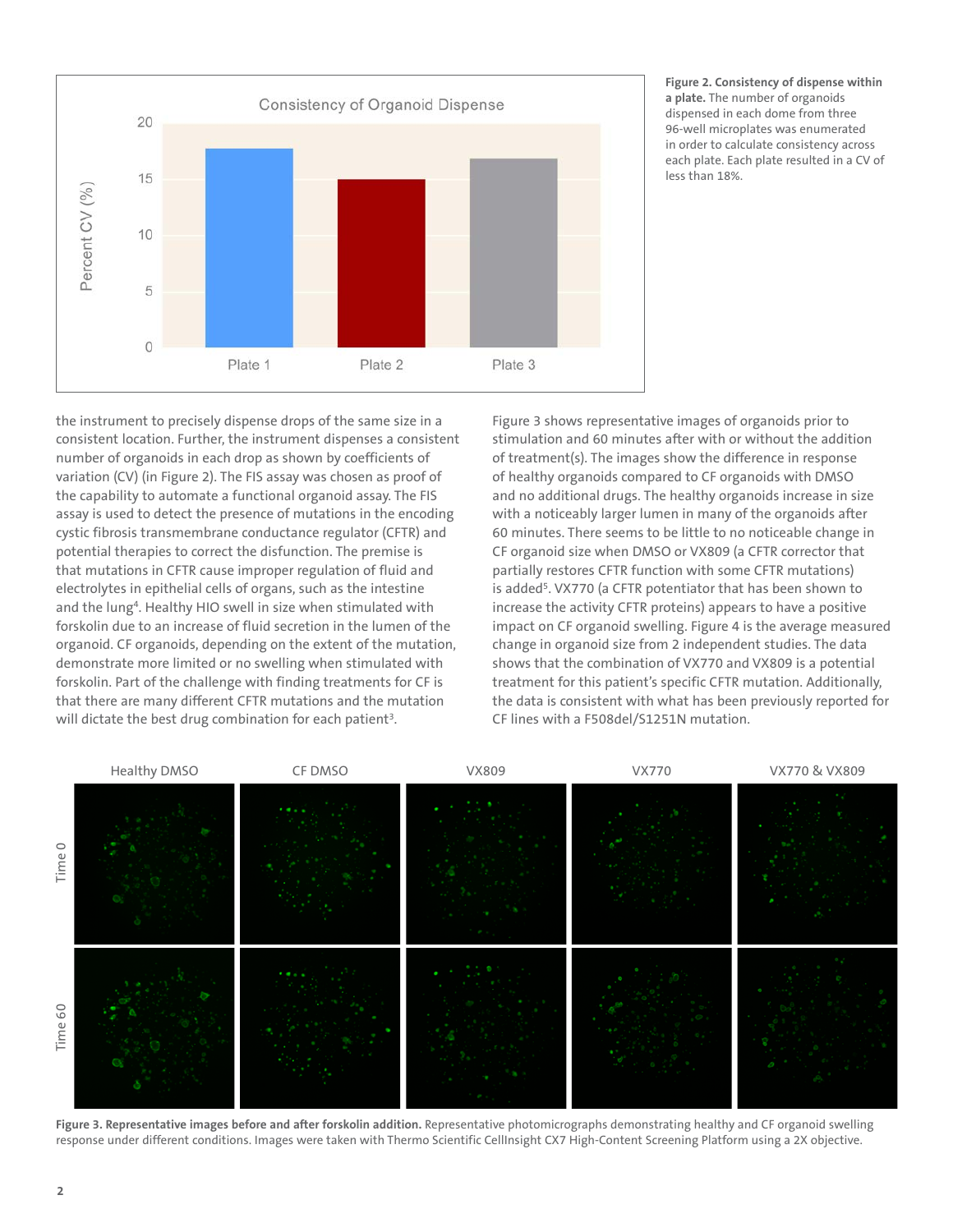**Figure 2. Consistency of dispense within a plate.** The number of organoids dispensed in each dome from three 96-well microplates was enumerated in order to calculate consistency across each plate. Each plate resulted in a CV of less than 18%.

the instrument to precisely dispense drops of the same size in a consistent location. Further, the instrument dispenses a consistent number of organoids in each drop as shown by coefficients of variation (CV) (in Figure 2). The FIS assay was chosen as proof of the capability to automate a functional organoid assay. The FIS assay is used to detect the presence of mutations in the encoding cystic fibrosis transmembrane conductance regulator (CFTR) and potential therapies to correct the disfunction. The premise is that mutations in CFTR cause improper regulation of fluid and electrolytes in epithelial cells of organs, such as the intestine and the lung[4]. Healthy HIO swell in size when stimulated with forskolin due to an increase of fluid secretion in the lumen of the organoid. CF organoids, depending on the extent of the mutation, demonstrate more limited or no swelling when stimulated with forskolin. Part of the challenge with finding treatments for CF is that there are many different CFTR mutations and the mutation will dictate the best drug combination for each patient[3].

Figure 3 shows representative images of organoids prior to stimulation and 60 minutes after with or without the addition of treatment(s). The images show the difference in response of healthy organoids compared to CF organoids with DMSO and no additional drugs. The healthy organoids increase in size with a noticeably larger lumen in many of the organoids after 60 minutes. There seems to be little to no noticeable change in CF organoid size when DMSO or VX809 (a CFTR corrector that partially restores CFTR function with some CFTR mutations) is added[5]. VX770 (a CFTR potentiator that has been shown to increase the activity CFTR proteins) appears to have a positive impact on CF organoid swelling. Figure 4 is the average measured change in organoid size from 2 independent studies. The data shows that the combination of VX770 and VX809 is a potential treatment for this patient's specific CFTR mutation. Additionally, the data is consistent with what has been previously reported for CF lines with a F508del/S1251N mutation.

**Figure 3. Representative images before and after forskolin addition.** Representative photomicrographs demonstrating healthy and CF organoid swelling response under different conditions. Images were taken with Thermo Scientific CellInsight CX7 High-Content Screening Platform using a 2X objective.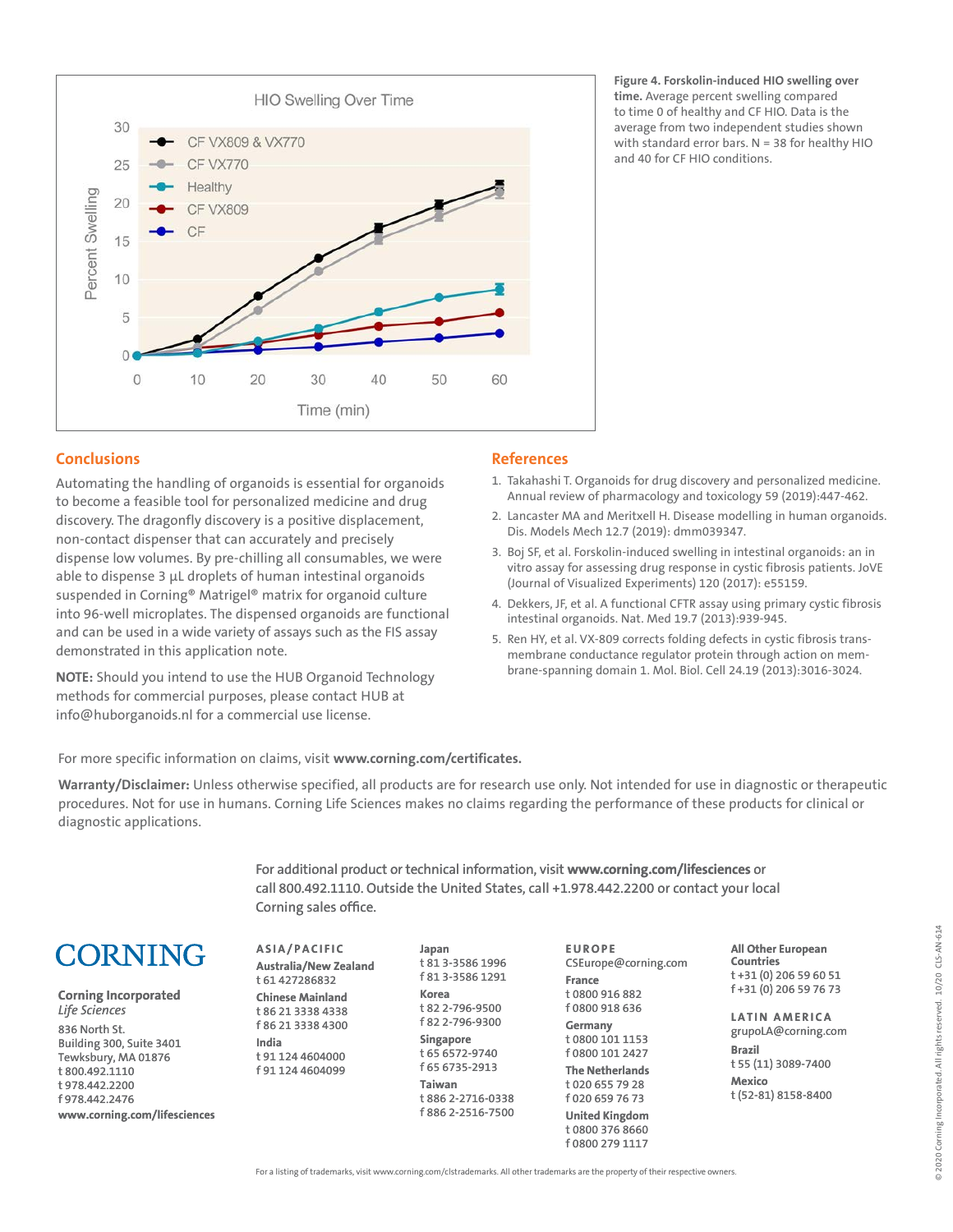HIO Swelling Over Time

CF VX809 & VX770
CF VX770
Healthy
CF VX809
CF

Percent Swelling

0
5
10
15
20
25
30

0
10
20
30
40
50
60

Time (min)

**Figure 4. Forskolin-induced HIO swelling over time.** Average percent swelling compared to time 0 of healthy and CF HIO. Data is the average from two independent studies shown with standard error bars. N = 38 for healthy HIO and 40 for CF HIO conditions.

## Conclusions

Automating the handling of organoids is essential for organoids to become a feasible tool for personalized medicine and drug discovery. The dragonfly discovery is a positive displacement, non-contact dispenser that can accurately and precisely dispense low volumes. By pre-chilling all consumables, we were able to dispense 3 µL droplets of human intestinal organoids suspended in Corning® Matrigel® matrix for organoid culture into 96-well microplates. The dispensed organoids are functional and can be used in a wide variety of assays such as the FIS assay demonstrated in this application note.

**NOTE:** Should you intend to use the HUB Organoid Technology methods for commercial purposes, please contact HUB at info@huborganoids.nl for a commercial use license.

## References

1. Takahashi T. Organoids for drug discovery and personalized medicine. Annual review of pharmacology and toxicology 59 (2019):447-462.
2. Lancaster MA and Meritxell H. Disease modelling in human organoids. Dis. Models Mech 12.7 (2019): dmm039347.
3. Boj SF, et al. Forskolin-induced swelling in intestinal organoids: an in vitro assay for assessing drug response in cystic fibrosis patients. JoVE (Journal of Visualized Experiments) 120 (2017): e55159.
4. Dekkers, JF, et al. A functional CFTR assay using primary cystic fibrosis intestinal organoids. Nat. Med 19.7 (2013):939-945.
5. Ren HY, et al. VX-809 corrects folding defects in cystic fibrosis transmembrane conductance regulator protein through action on membrane-spanning domain 1. Mol. Biol. Cell 24.19 (2013):3016-3024.

For more specific information on claims, visit **www.corning.com/certificates.**

**Warranty/Disclaimer:** Unless otherwise specified, all products are for research use only. Not intended for use in diagnostic or therapeutic procedures. Not for use in humans. Corning Life Sciences makes no claims regarding the performance of these products for clinical or diagnostic applications.

For additional product or technical information, visit **www.corning.com/lifesciences** or call 800.492.1110. Outside the United States, call +1.978.442.2200 or contact your local Corning sales office.

CORNING

**Corning Incorporated**
*Life Sciences*
836 North St.
Building 300, Suite 3401
Tewksbury, MA 01876
t 800.492.1110
t 978.442.2200
f 978.442.2476
**www.corning.com/lifesciences**

**ASIA/PACIFIC**

**Australia/New Zealand**
t 61 427286832

**Chinese Mainland**
t 86 21 3338 4338
f 86 21 3338 4300

**India**
t 91 124 4604000
f 91 124 4604099

**Japan**
t 81 3-3586 1996
f 81 3-3586 1291

**Korea**
t 82 2-796-9500
f 82 2-796-9300

**Singapore**
t 65 6572-9740
f 65 6735-2913

**Taiwan**
t 886 2-2716-0338
f 886 2-2516-7500

**EUROPE**
CSEurope@corning.com

**France**
t 0800 916 882
f 0800 918 636

**Germany**
t 0800 101 1153
f 0800 101 2427

**The Netherlands**
t 020 655 79 28
f 020 659 76 73

**United Kingdom**
t 0800 376 8660
f 0800 279 1117

**All Other European Countries**
t +31 (0) 206 59 60 51
f +31 (0) 206 59 76 73

**LATIN AMERICA**
grupoLA@corning.com

**Brazil**
t 55 (11) 3089-7400

**Mexico**
t (52-81) 8158-8400

For a listing of trademarks, visit www.corning.com/clstrademarks. All other trademarks are the property of their respective owners.

© 2020 Corning Incorporated. All rights reserved. 10/20 CLS-AN-614